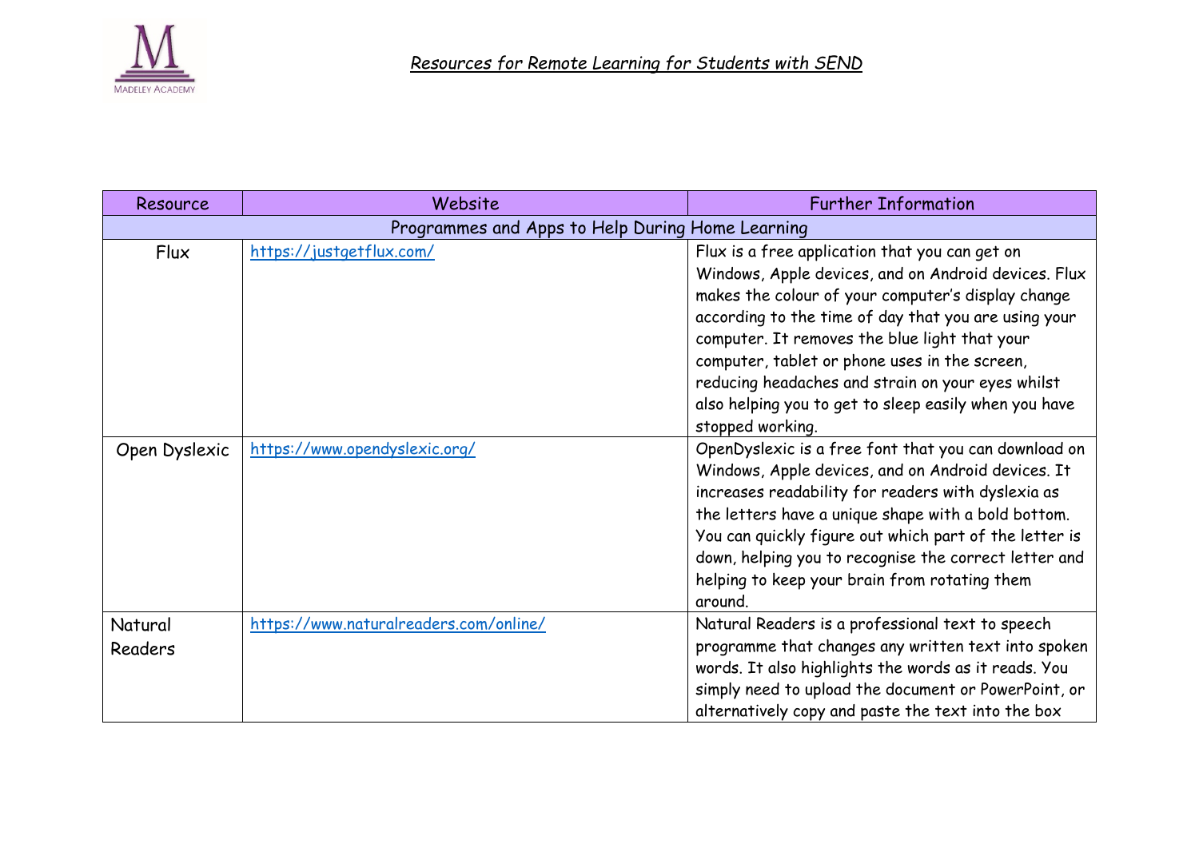# *Resources for Remote Learning for Students with SEND*

| Resource | Website | Further Information |
| --- | --- | --- |
| Programmes and Apps to Help During Home Learning | | |
| Flux | https://justgetflux.com/ | Flux is a free application that you can get on Windows, Apple devices, and on Android devices. Flux makes the colour of your computer's display change according to the time of day that you are using your computer. It removes the blue light that your computer, tablet or phone uses in the screen, reducing headaches and strain on your eyes whilst also helping you to get to sleep easily when you have stopped working. |
| Open Dyslexic | https://www.opendyslexic.org/ | OpenDyslexic is a free font that you can download on Windows, Apple devices, and on Android devices. It increases readability for readers with dyslexia as the letters have a unique shape with a bold bottom. You can quickly figure out which part of the letter is down, helping you to recognise the correct letter and helping to keep your brain from rotating them around. |
| Natural Readers | https://www.naturalreaders.com/online/ | Natural Readers is a professional text to speech programme that changes any written text into spoken words. It also highlights the words as it reads. You simply need to upload the document or PowerPoint, or alternatively copy and paste the text into the box |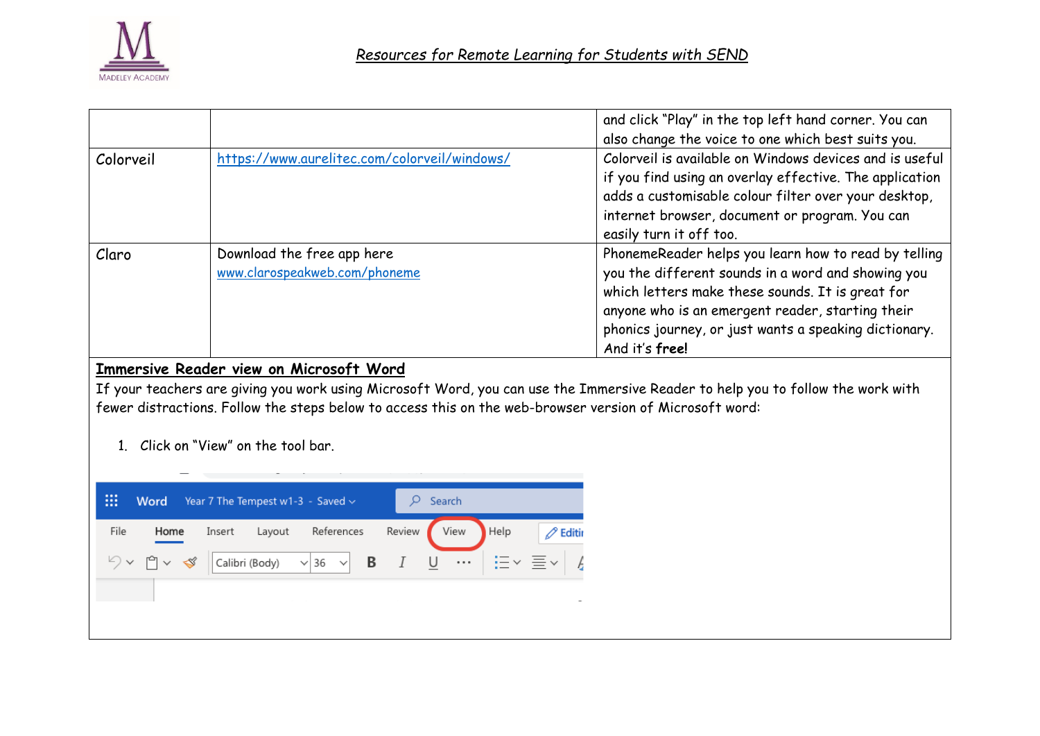| | | |
|---|---|---|
| | | and click "Play" in the top left hand corner. You can also change the voice to one which best suits you. |
| Colorveil | https://www.aurelitec.com/colorveil/windows/ | Colorveil is available on Windows devices and is useful if you find using an overlay effective. The application adds a customisable colour filter over your desktop, internet browser, document or program. You can easily turn it off too. |
| Claro | Download the free app here www.clarospeakweb.com/phoneme | PhonemeReader helps you learn how to read by telling you the different sounds in a word and showing you which letters make these sounds. It is great for anyone who is an emergent reader, starting their phonics journey, or just wants a speaking dictionary. And it's **free!** |

**Immersive Reader view on Microsoft Word**

If your teachers are giving you work using Microsoft Word, you can use the Immersive Reader to help you to follow the work with fewer distractions. Follow the steps below to access this on the web-browser version of Microsoft word:

1. Click on "View" on the tool bar.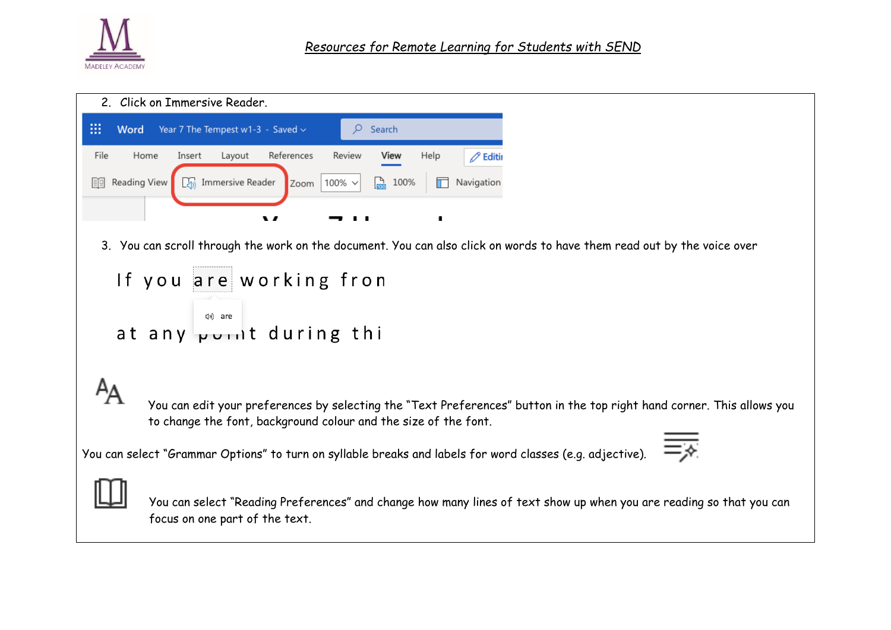2. Click on Immersive Reader.

3. You can scroll through the work on the document. You can also click on words to have them read out by the voice over

You can edit your preferences by selecting the "Text Preferences" button in the top right hand corner. This allows you to change the font, background colour and the size of the font.

You can select "Grammar Options" to turn on syllable breaks and labels for word classes (e.g. adjective).

You can select "Reading Preferences" and change how many lines of text show up when you are reading so that you can focus on one part of the text.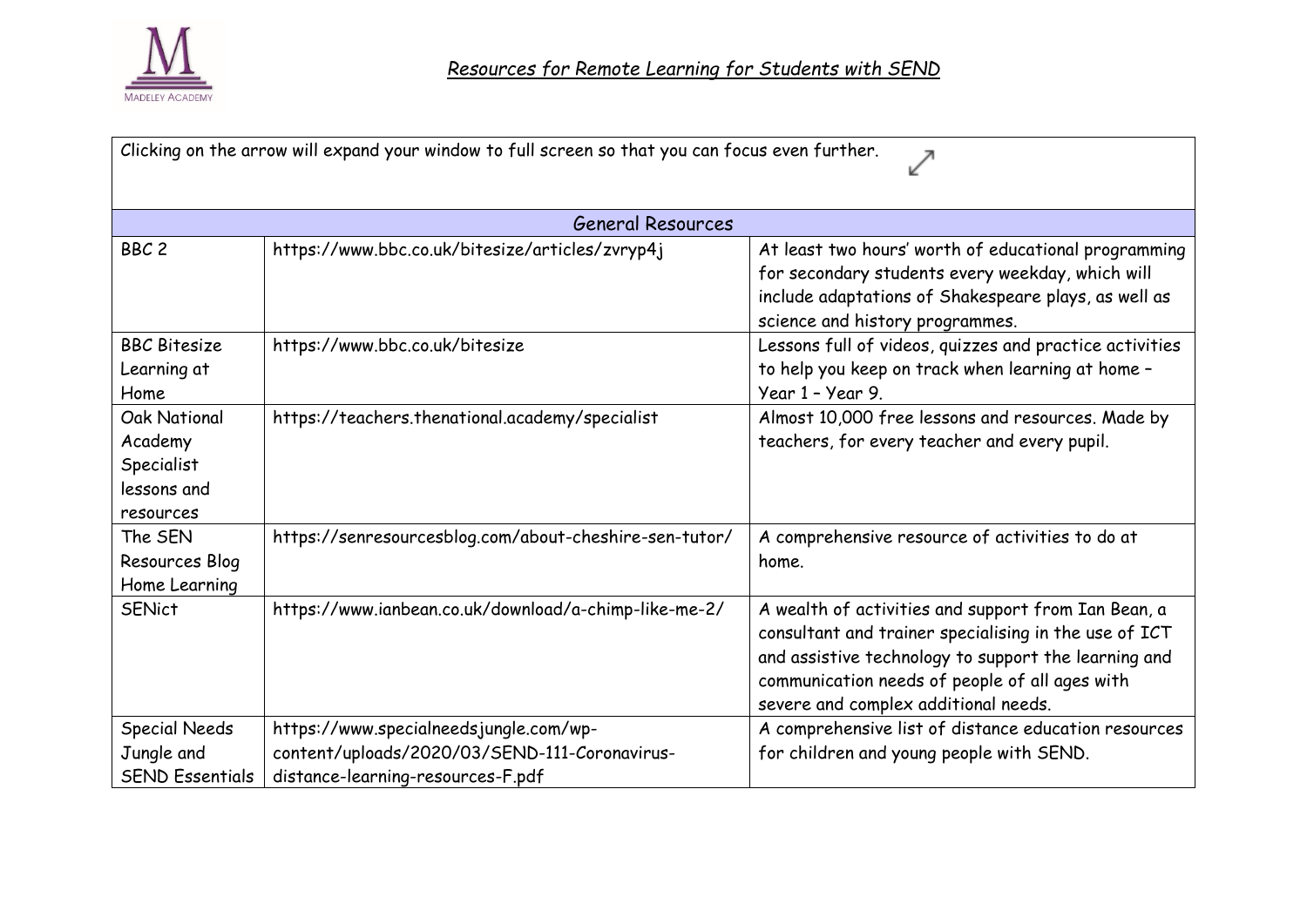*Resources for Remote Learning for Students with SEND*

| Clicking on the arrow will expand your window to full screen so that you can focus even further. ⤢ | | |
|---|---|---|
| General Resources | | |
| BBC 2 | https://www.bbc.co.uk/bitesize/articles/zvryp4j | At least two hours' worth of educational programming for secondary students every weekday, which will include adaptations of Shakespeare plays, as well as science and history programmes. |
| BBC Bitesize Learning at Home | https://www.bbc.co.uk/bitesize | Lessons full of videos, quizzes and practice activities to help you keep on track when learning at home – Year 1 – Year 9. |
| Oak National Academy Specialist lessons and resources | https://teachers.thenational.academy/specialist | Almost 10,000 free lessons and resources. Made by teachers, for every teacher and every pupil. |
| The SEN Resources Blog Home Learning | https://senresourcesblog.com/about-cheshire-sen-tutor/ | A comprehensive resource of activities to do at home. |
| SENict | https://www.ianbean.co.uk/download/a-chimp-like-me-2/ | A wealth of activities and support from Ian Bean, a consultant and trainer specialising in the use of ICT and assistive technology to support the learning and communication needs of people of all ages with severe and complex additional needs. |
| Special Needs Jungle and SEND Essentials | https://www.specialneedsjungle.com/wp-content/uploads/2020/03/SEND-111-Coronavirus-distance-learning-resources-F.pdf | A comprehensive list of distance education resources for children and young people with SEND. |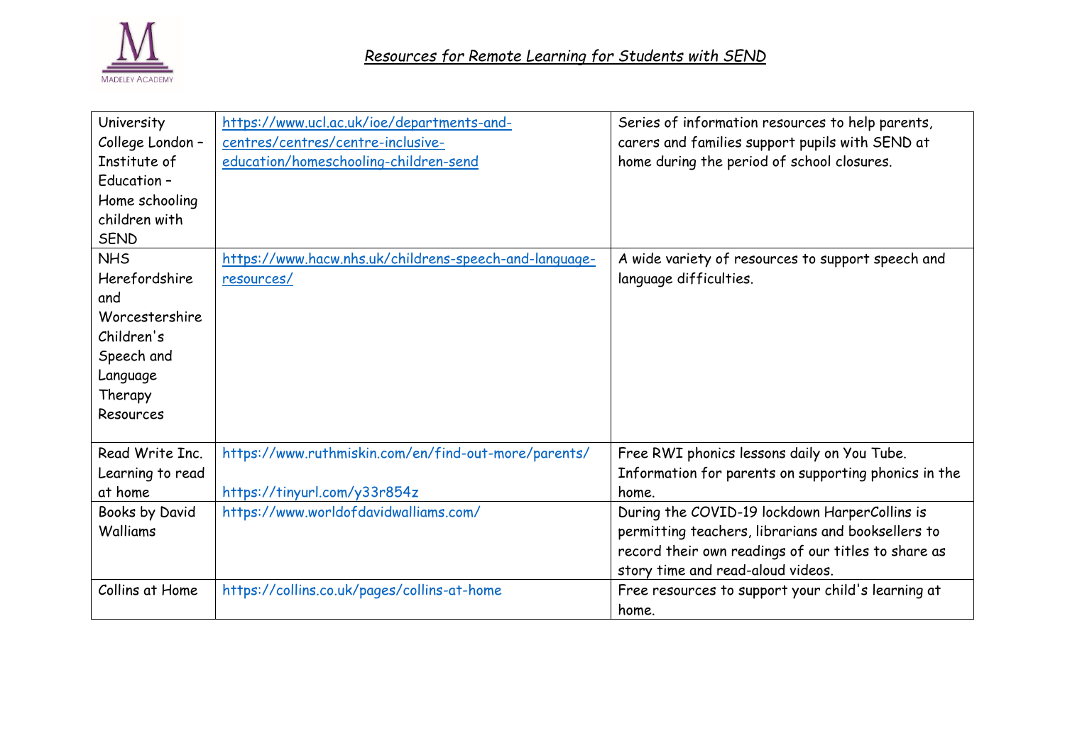## *Resources for Remote Learning for Students with SEND*

| | | |
|---|---|---|
| University College London – Institute of Education – Home schooling children with SEND | https://www.ucl.ac.uk/ioe/departments-and-centres/centres/centre-inclusive-education/homeschooling-children-send | Series of information resources to help parents, carers and families support pupils with SEND at home during the period of school closures. |
| NHS Herefordshire and Worcestershire Children's Speech and Language Therapy Resources | https://www.hacw.nhs.uk/childrens-speech-and-language-resources/ | A wide variety of resources to support speech and language difficulties. |
| Read Write Inc. Learning to read at home | https://www.ruthmiskin.com/en/find-out-more/parents/<br><br>https://tinyurl.com/y33r854z | Free RWI phonics lessons daily on You Tube. Information for parents on supporting phonics in the home. |
| Books by David Walliams | https://www.worldofdavidwalliams.com/ | During the COVID-19 lockdown HarperCollins is permitting teachers, librarians and booksellers to record their own readings of our titles to share as story time and read-aloud videos. |
| Collins at Home | https://collins.co.uk/pages/collins-at-home | Free resources to support your child's learning at home. |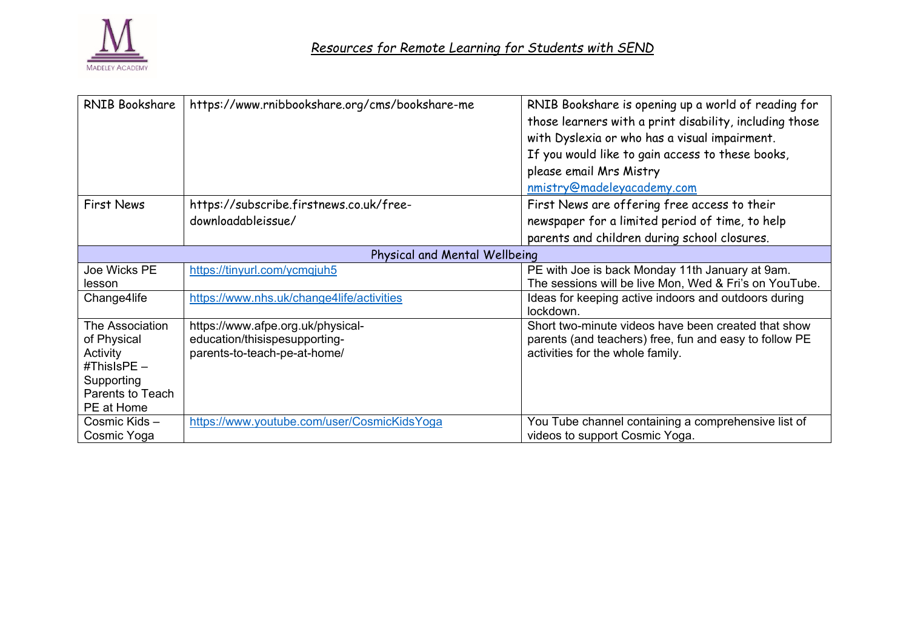# *Resources for Remote Learning for Students with SEND*

| | | |
|---|---|---|
| RNIB Bookshare | https://www.rnibbookshare.org/cms/bookshare-me | RNIB Bookshare is opening up a world of reading for those learners with a print disability, including those with Dyslexia or who has a visual impairment. If you would like to gain access to these books, please email Mrs Mistry nmistry@madeleyacademy.com |
| First News | https://subscribe.firstnews.co.uk/free-downloadableissue/ | First News are offering free access to their newspaper for a limited period of time, to help parents and children during school closures. |
| Physical and Mental Wellbeing | | |
| Joe Wicks PE lesson | https://tinyurl.com/ycmqjuh5 | PE with Joe is back Monday 11th January at 9am. The sessions will be live Mon, Wed & Fri's on YouTube. |
| Change4life | https://www.nhs.uk/change4life/activities | Ideas for keeping active indoors and outdoors during lockdown. |
| The Association of Physical Activity #ThisIsPE – Supporting Parents to Teach PE at Home | https://www.afpe.org.uk/physical-education/thisispesupporting-parents-to-teach-pe-at-home/ | Short two-minute videos have been created that show parents (and teachers) free, fun and easy to follow PE activities for the whole family. |
| Cosmic Kids – Cosmic Yoga | https://www.youtube.com/user/CosmicKidsYoga | You Tube channel containing a comprehensive list of videos to support Cosmic Yoga. |